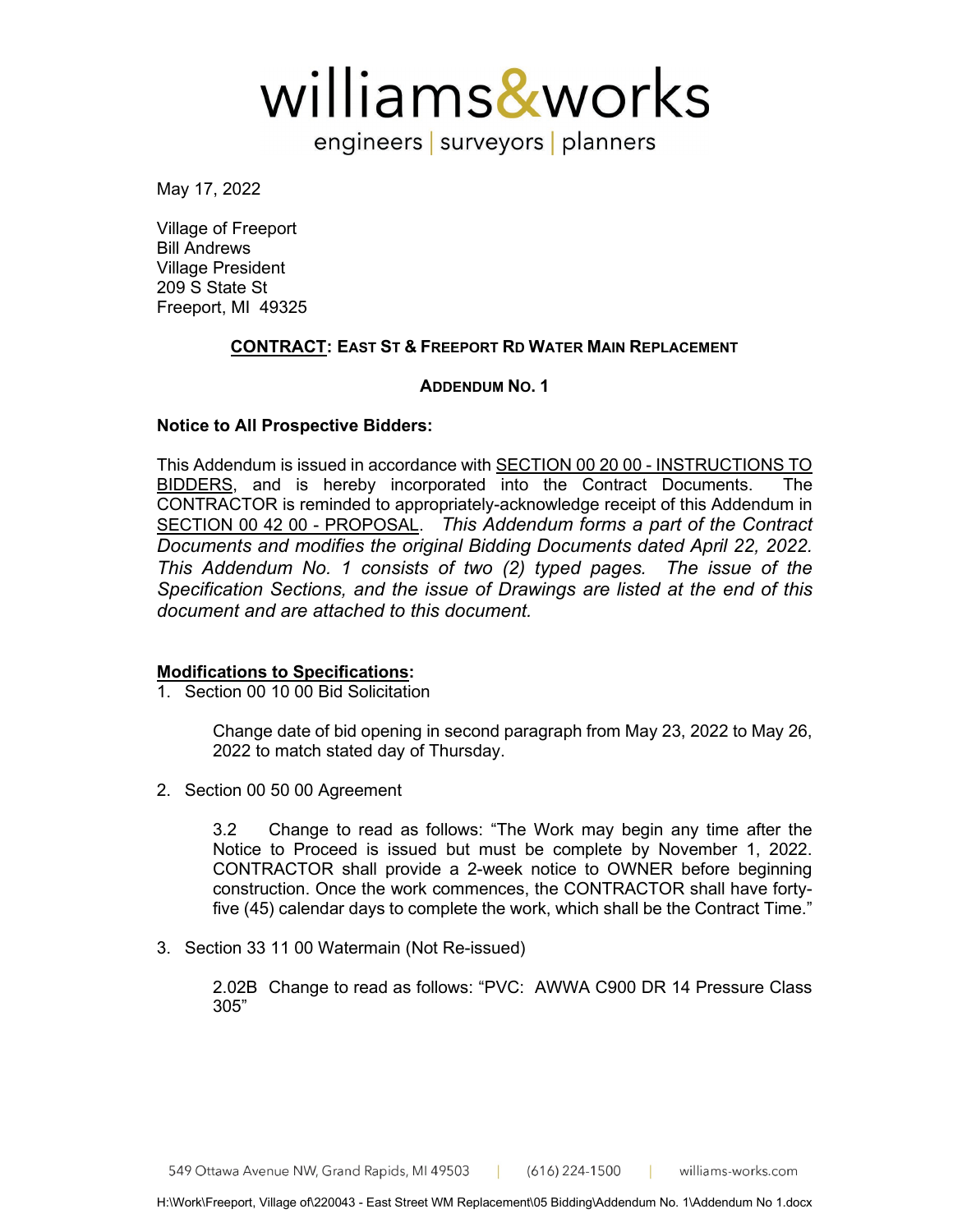# williams&works

engineers | surveyors | planners

May 17, 2022

Village of Freeport
Bill Andrews
Village President
209 S State St
Freeport, MI 49325

**<u>CONTRACT</u>: EAST ST & FREEPORT RD WATER MAIN REPLACEMENT**

**ADDENDUM NO. 1**

**Notice to All Prospective Bidders:**

This Addendum is issued in accordance with <u>SECTION 00 20 00 - INSTRUCTIONS TO BIDDERS</u>, and is hereby incorporated into the Contract Documents. The CONTRACTOR is reminded to appropriately-acknowledge receipt of this Addendum in <u>SECTION 00 42 00 - PROPOSAL</u>. *This Addendum forms a part of the Contract Documents and modifies the original Bidding Documents dated April 22, 2022. This Addendum No. 1 consists of two (2) typed pages. The issue of the Specification Sections, and the issue of Drawings are listed at the end of this document and are attached to this document.*

**<u>Modifications to Specifications</u>:**

1. Section 00 10 00 Bid Solicitation

   Change date of bid opening in second paragraph from May 23, 2022 to May 26, 2022 to match stated day of Thursday.

2. Section 00 50 00 Agreement

   3.2 Change to read as follows: "The Work may begin any time after the Notice to Proceed is issued but must be complete by November 1, 2022. CONTRACTOR shall provide a 2-week notice to OWNER before beginning construction. Once the work commences, the CONTRACTOR shall have forty-five (45) calendar days to complete the work, which shall be the Contract Time."

3. Section 33 11 00 Watermain (Not Re-issued)

   2.02B Change to read as follows: "PVC: AWWA C900 DR 14 Pressure Class 305"

549 Ottawa Avenue NW, Grand Rapids, MI 49503 | (616) 224-1500 | williams-works.com

H:\Work\Freeport, Village of\220043 - East Street WM Replacement\05 Bidding\Addendum No. 1\Addendum No 1.docx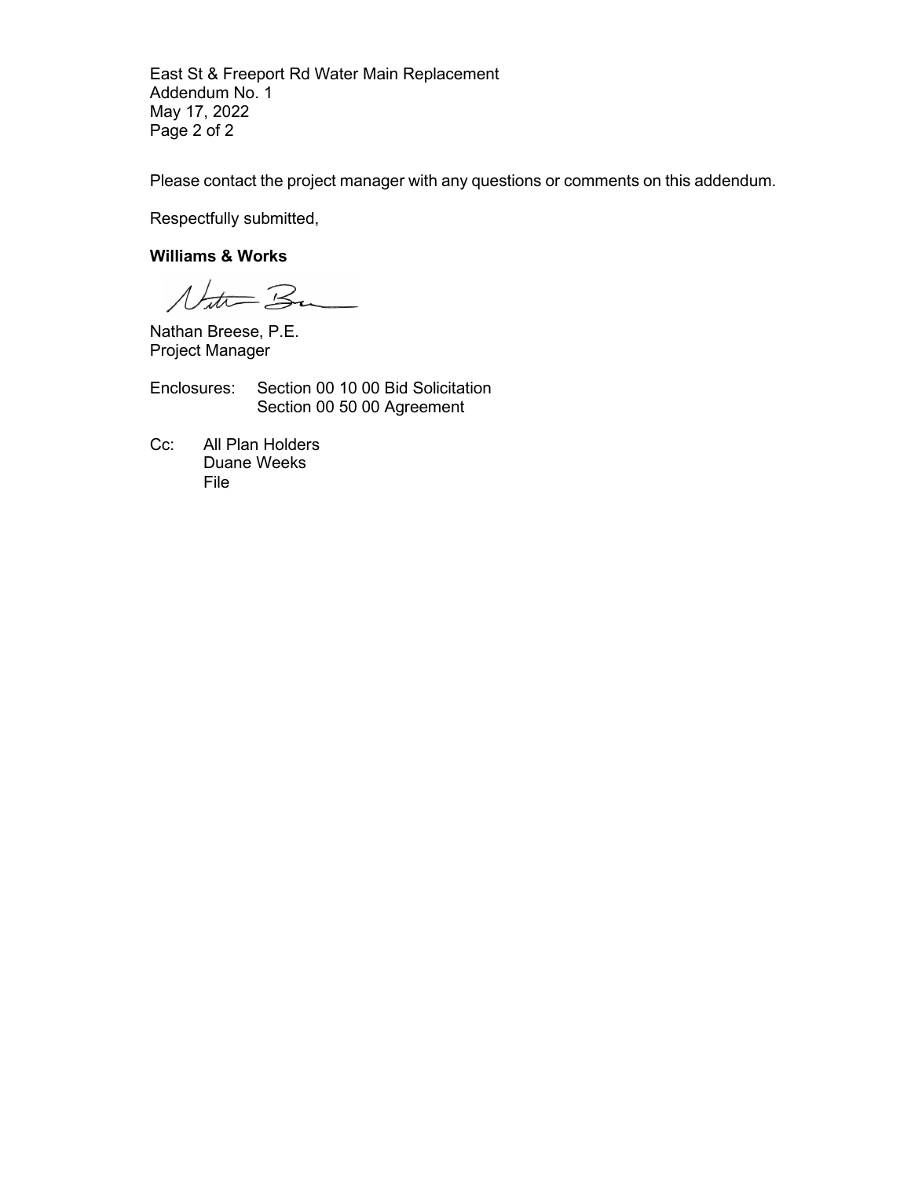Please contact the project manager with any questions or comments on this addendum.

Respectfully submitted,

**Williams & Works**

Nathan Breese, P.E.
Project Manager

Enclosures: Section 00 10 00 Bid Solicitation
Section 00 50 00 Agreement

Cc: All Plan Holders
Duane Weeks
File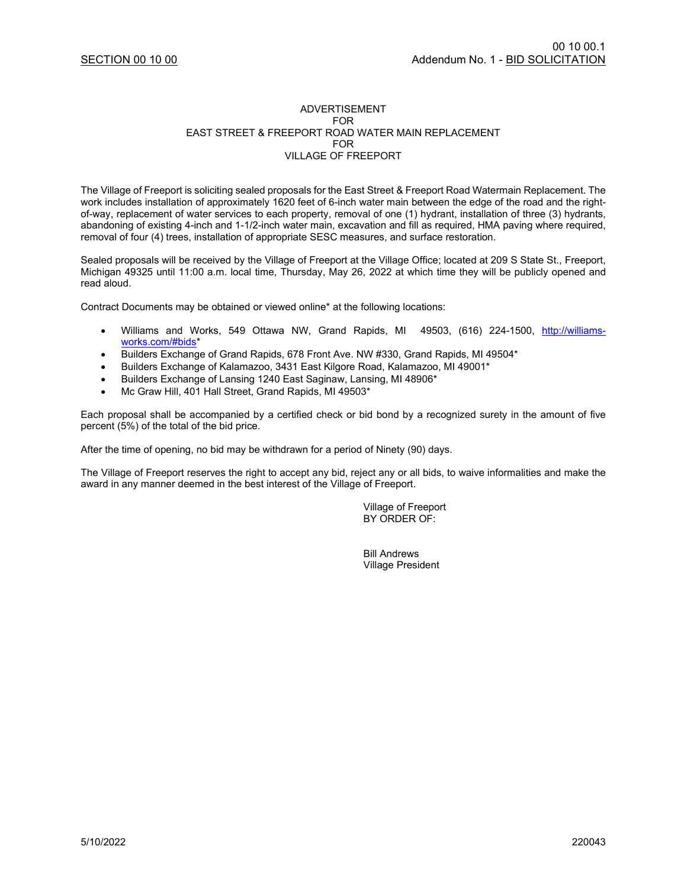SECTION 00 10 00

00 10 00.1
Addendum No. 1 - BID SOLICITATION

ADVERTISEMENT
FOR
EAST STREET & FREEPORT ROAD WATER MAIN REPLACEMENT
FOR
VILLAGE OF FREEPORT

The Village of Freeport is soliciting sealed proposals for the East Street & Freeport Road Watermain Replacement. The work includes installation of approximately 1620 feet of 6-inch water main between the edge of the road and the right-of-way, replacement of water services to each property, removal of one (1) hydrant, installation of three (3) hydrants, abandoning of existing 4-inch and 1-1/2-inch water main, excavation and fill as required, HMA paving where required, removal of four (4) trees, installation of appropriate SESC measures, and surface restoration.

Sealed proposals will be received by the Village of Freeport at the Village Office; located at 209 S State St., Freeport, Michigan 49325 until 11:00 a.m. local time, Thursday, May 26, 2022 at which time they will be publicly opened and read aloud.

Contract Documents may be obtained or viewed online* at the following locations:

- Williams and Works, 549 Ottawa NW, Grand Rapids, MI 49503, (616) 224-1500, http://williams-works.com/#bids*
- Builders Exchange of Grand Rapids, 678 Front Ave. NW #330, Grand Rapids, MI 49504*
- Builders Exchange of Kalamazoo, 3431 East Kilgore Road, Kalamazoo, MI 49001*
- Builders Exchange of Lansing 1240 East Saginaw, Lansing, MI 48906*
- Mc Graw Hill, 401 Hall Street, Grand Rapids, MI 49503*

Each proposal shall be accompanied by a certified check or bid bond by a recognized surety in the amount of five percent (5%) of the total of the bid price.

After the time of opening, no bid may be withdrawn for a period of Ninety (90) days.

The Village of Freeport reserves the right to accept any bid, reject any or all bids, to waive informalities and make the award in any manner deemed in the best interest of the Village of Freeport.

Village of Freeport
BY ORDER OF:

Bill Andrews
Village President

5/10/2022 220043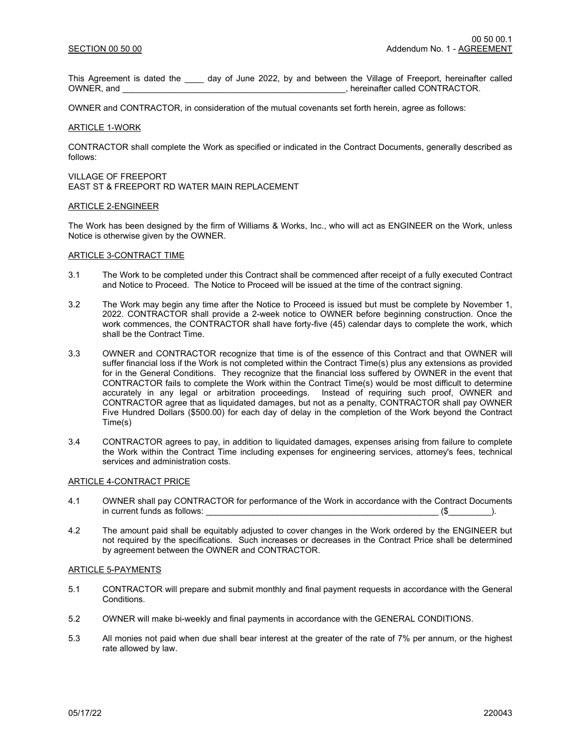This Agreement is dated the ____ day of June 2022, by and between the Village of Freeport, hereinafter called OWNER, and ________________________________________________, hereinafter called CONTRACTOR.

OWNER and CONTRACTOR, in consideration of the mutual covenants set forth herein, agree as follows:

## ARTICLE 1-WORK

CONTRACTOR shall complete the Work as specified or indicated in the Contract Documents, generally described as follows:

VILLAGE OF FREEPORT
EAST ST & FREEPORT RD WATER MAIN REPLACEMENT

## ARTICLE 2-ENGINEER

The Work has been designed by the firm of Williams & Works, Inc., who will act as ENGINEER on the Work, unless Notice is otherwise given by the OWNER.

## ARTICLE 3-CONTRACT TIME

3.1 The Work to be completed under this Contract shall be commenced after receipt of a fully executed Contract and Notice to Proceed. The Notice to Proceed will be issued at the time of the contract signing.

3.2 The Work may begin any time after the Notice to Proceed is issued but must be complete by November 1, 2022. CONTRACTOR shall provide a 2-week notice to OWNER before beginning construction. Once the work commences, the CONTRACTOR shall have forty-five (45) calendar days to complete the work, which shall be the Contract Time.

3.3 OWNER and CONTRACTOR recognize that time is of the essence of this Contract and that OWNER will suffer financial loss if the Work is not completed within the Contract Time(s) plus any extensions as provided for in the General Conditions. They recognize that the financial loss suffered by OWNER in the event that CONTRACTOR fails to complete the Work within the Contract Time(s) would be most difficult to determine accurately in any legal or arbitration proceedings. Instead of requiring such proof, OWNER and CONTRACTOR agree that as liquidated damages, but not as a penalty, CONTRACTOR shall pay OWNER Five Hundred Dollars ($500.00) for each day of delay in the completion of the Work beyond the Contract Time(s)

3.4 CONTRACTOR agrees to pay, in addition to liquidated damages, expenses arising from failure to complete the Work within the Contract Time including expenses for engineering services, attorney's fees, technical services and administration costs.

## ARTICLE 4-CONTRACT PRICE

4.1 OWNER shall pay CONTRACTOR for performance of the Work in accordance with the Contract Documents in current funds as follows: ___________________________________________________ ($_________).

4.2 The amount paid shall be equitably adjusted to cover changes in the Work ordered by the ENGINEER but not required by the specifications. Such increases or decreases in the Contract Price shall be determined by agreement between the OWNER and CONTRACTOR.

## ARTICLE 5-PAYMENTS

5.1 CONTRACTOR will prepare and submit monthly and final payment requests in accordance with the General Conditions.

5.2 OWNER will make bi-weekly and final payments in accordance with the GENERAL CONDITIONS.

5.3 All monies not paid when due shall bear interest at the greater of the rate of 7% per annum, or the highest rate allowed by law.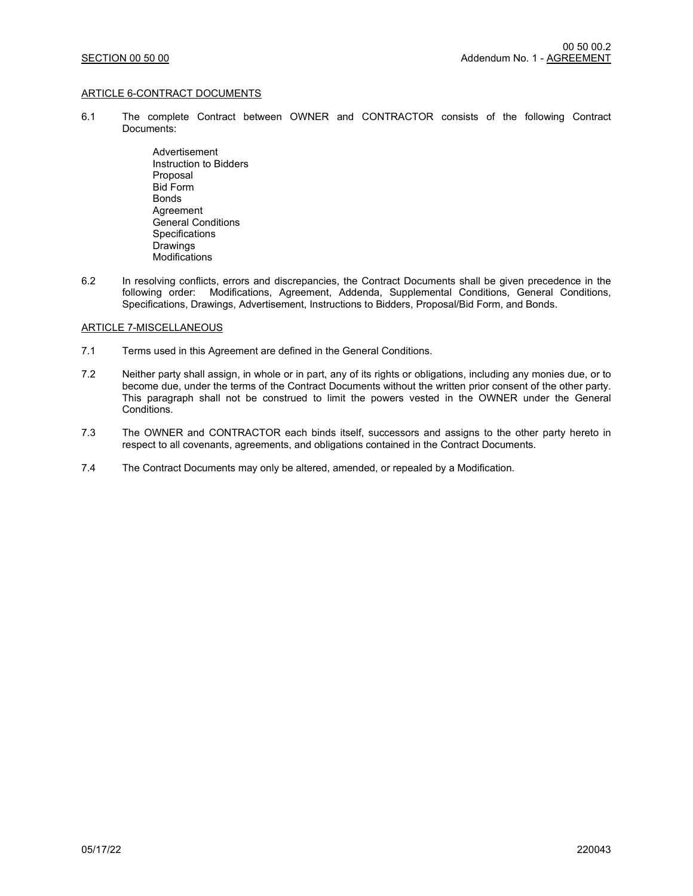## ARTICLE 6-CONTRACT DOCUMENTS

6.1 The complete Contract between OWNER and CONTRACTOR consists of the following Contract Documents:

Advertisement
Instruction to Bidders
Proposal
Bid Form
Bonds
Agreement
General Conditions
Specifications
Drawings
Modifications

6.2 In resolving conflicts, errors and discrepancies, the Contract Documents shall be given precedence in the following order: Modifications, Agreement, Addenda, Supplemental Conditions, General Conditions, Specifications, Drawings, Advertisement, Instructions to Bidders, Proposal/Bid Form, and Bonds.

## ARTICLE 7-MISCELLANEOUS

7.1 Terms used in this Agreement are defined in the General Conditions.

7.2 Neither party shall assign, in whole or in part, any of its rights or obligations, including any monies due, or to become due, under the terms of the Contract Documents without the written prior consent of the other party. This paragraph shall not be construed to limit the powers vested in the OWNER under the General Conditions.

7.3 The OWNER and CONTRACTOR each binds itself, successors and assigns to the other party hereto in respect to all covenants, agreements, and obligations contained in the Contract Documents.

7.4 The Contract Documents may only be altered, amended, or repealed by a Modification.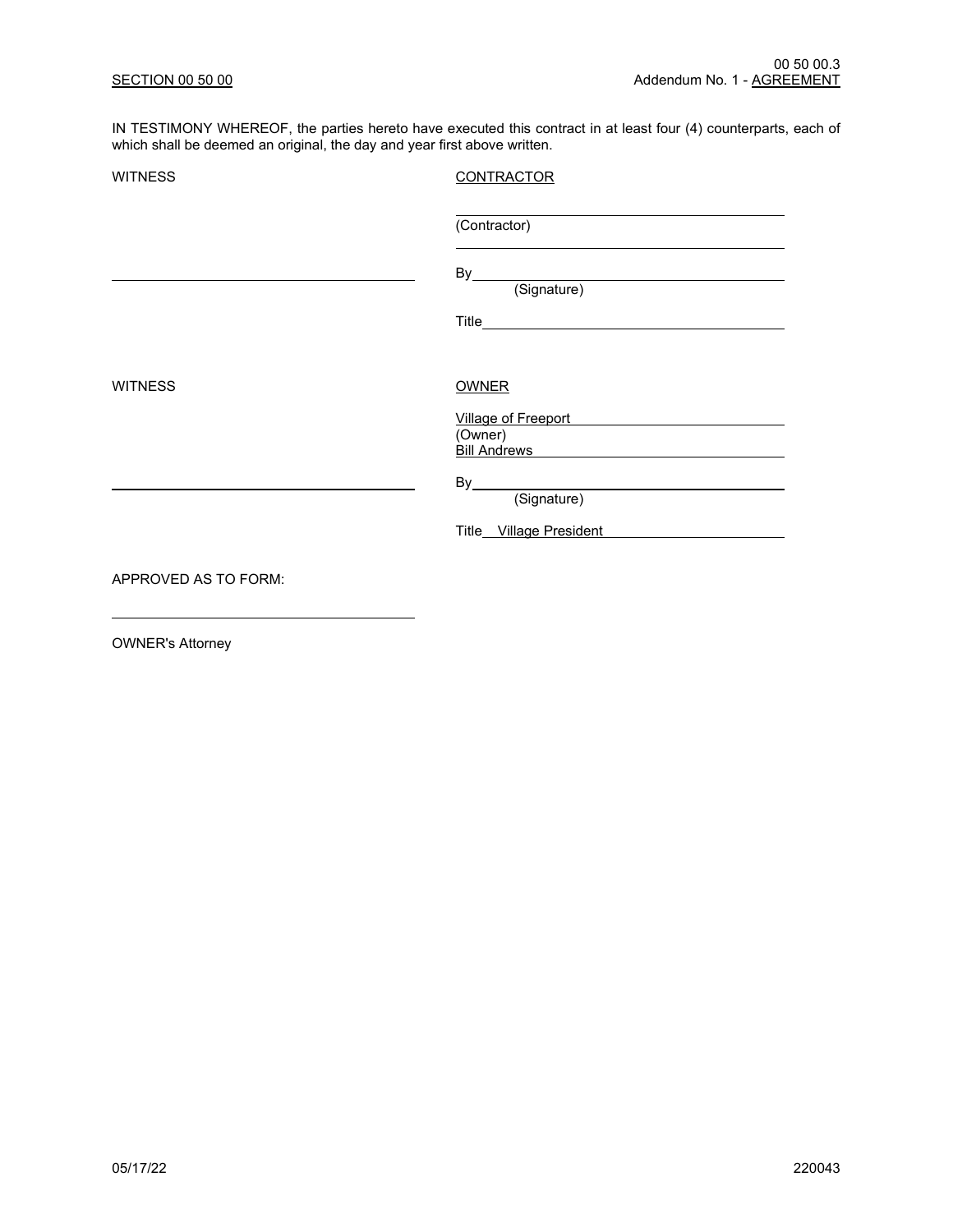IN TESTIMONY WHEREOF, the parties hereto have executed this contract in at least four (4) counterparts, each of which shall be deemed an original, the day and year first above written.

WITNESS

**CONTRACTOR**

\_\_\_\_\_\_\_\_\_\_\_\_\_\_\_\_\_\_\_\_\_\_\_\_\_\_\_\_\_\_\_\_\_\_\_\_\_\_\_\_
(Contractor)

\_\_\_\_\_\_\_\_\_\_\_\_\_\_\_\_\_\_\_\_\_\_\_\_\_\_\_\_\_\_\_\_\_\_\_\_\_\_\_\_

\_\_\_\_\_\_\_\_\_\_\_\_\_\_\_\_\_\_\_\_\_\_\_\_\_\_\_\_\_\_\_\_\_\_\_\_\_\_\_\_

By\_\_\_\_\_\_\_\_\_\_\_\_\_\_\_\_\_\_\_\_\_\_\_\_\_\_\_\_\_\_\_\_\_\_\_\_\_\_
(Signature)

Title\_\_\_\_\_\_\_\_\_\_\_\_\_\_\_\_\_\_\_\_\_\_\_\_\_\_\_\_\_\_\_\_\_\_\_\_

WITNESS

**OWNER**

Village of Freeport
(Owner)
Bill Andrews

\_\_\_\_\_\_\_\_\_\_\_\_\_\_\_\_\_\_\_\_\_\_\_\_\_\_\_\_\_\_\_\_\_\_\_\_\_\_\_\_

By\_\_\_\_\_\_\_\_\_\_\_\_\_\_\_\_\_\_\_\_\_\_\_\_\_\_\_\_\_\_\_\_\_\_\_\_\_\_
(Signature)

Title Village President

APPROVED AS TO FORM:

\_\_\_\_\_\_\_\_\_\_\_\_\_\_\_\_\_\_\_\_\_\_\_\_\_\_\_\_\_\_\_\_\_\_\_\_\_\_\_\_

OWNER's Attorney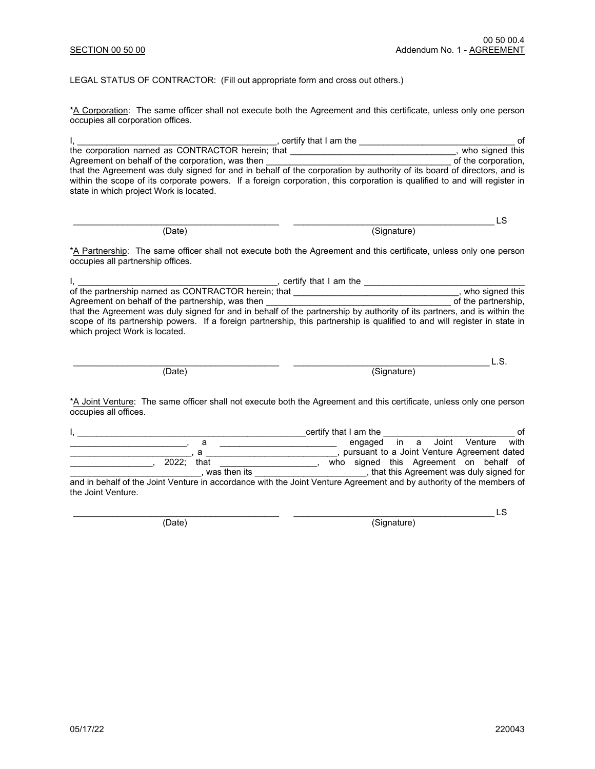LEGAL STATUS OF CONTRACTOR: (Fill out appropriate form and cross out others.)

*<u>A Corporation</u>: The same officer shall not execute both the Agreement and this certificate, unless only one person occupies all corporation offices.

I, ________________________________________, certify that I am the ________________________________ of the corporation named as CONTRACTOR herein; that _________________________________, who signed this Agreement on behalf of the corporation, was then ______________________________________ of the corporation, that the Agreement was duly signed for and in behalf of the corporation by authority of its board of directors, and is within the scope of its corporate powers. If a foreign corporation, this corporation is qualified to and will register in state in which project Work is located.

| | |
|---|---|
| ___________________________________________ | __________________________________________ LS |
| (Date) | (Signature) |

*<u>A Partnership</u>: The same officer shall not execute both the Agreement and this certificate, unless only one person occupies all partnership offices.

I, ________________________________________, certify that I am the ________________________________ of the partnership named as CONTRACTOR herein; that _________________________________, who signed this Agreement on behalf of the partnership, was then ______________________________________ of the partnership, that the Agreement was duly signed for and in behalf of the partnership by authority of its partners, and is within the scope of its partnership powers. If a foreign partnership, this partnership is qualified to and will register in state in which project Work is located.

| | |
|---|---|
| ___________________________________________ | __________________________________________ L.S. |
| (Date) | (Signature) |

*<u>A Joint Venture</u>: The same officer shall not execute both the Agreement and this certificate, unless only one person occupies all offices.

I, ______________________________________________certify that I am the ___________________________ of ________________________, a ________________________ engaged in a Joint Venture with ________________________, a __________________________, pursuant to a Joint Venture Agreement dated _________________, 2022; that ____________________, who signed this Agreement on behalf of ___________________________, was then its ______________________, that this Agreement was duly signed for and in behalf of the Joint Venture in accordance with the Joint Venture Agreement and by authority of the members of the Joint Venture.

| | |
|---|---|
| ___________________________________________ | __________________________________________ LS |
| (Date) | (Signature) |